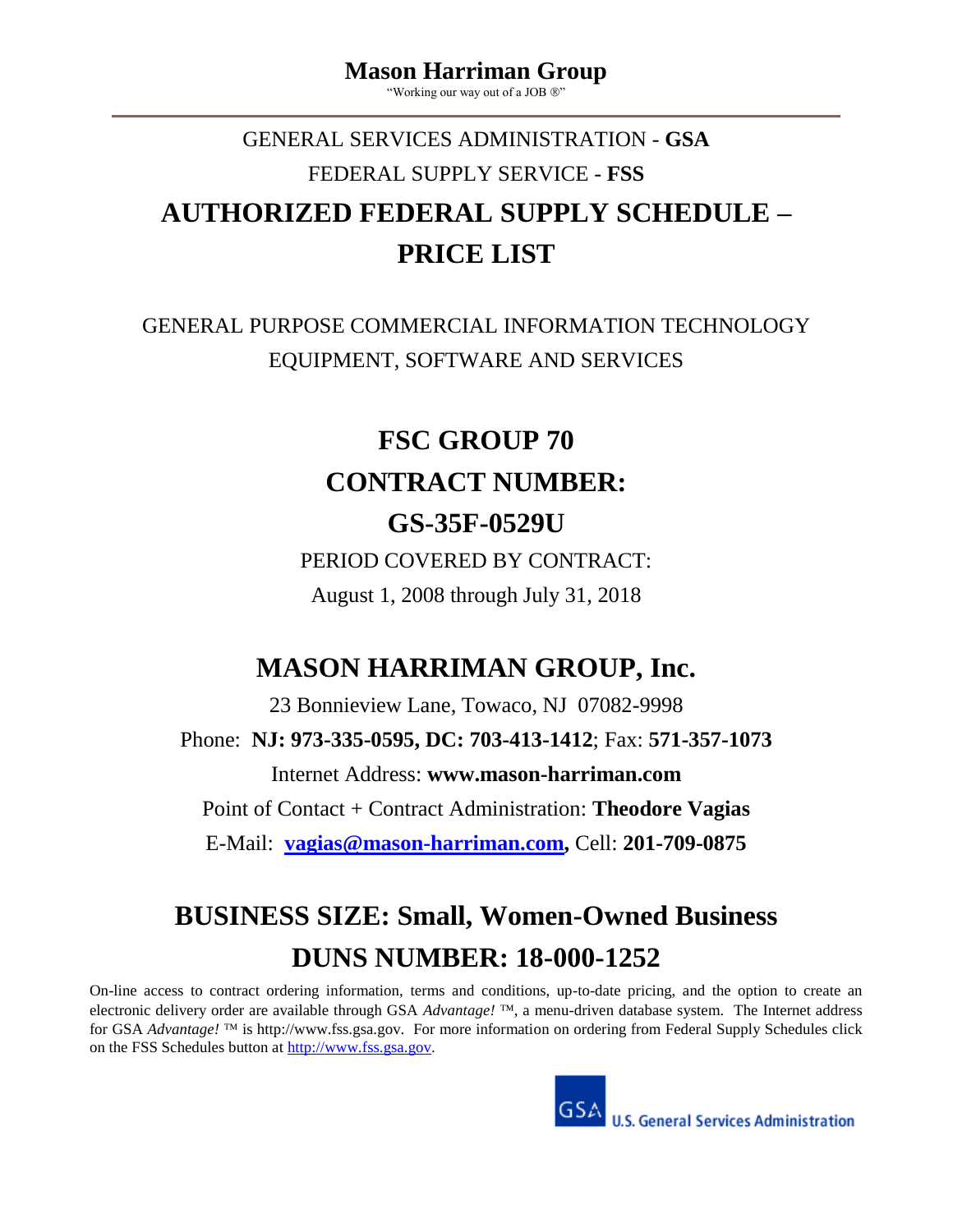# Mason Harriman Group

"Working our way out of a JOB ®"

GENERAL SERVICES ADMINISTRATION - **GSA**

FEDERAL SUPPLY SERVICE - **FSS**

# AUTHORIZED FEDERAL SUPPLY SCHEDULE – PRICE LIST

GENERAL PURPOSE COMMERCIAL INFORMATION TECHNOLOGY EQUIPMENT, SOFTWARE AND SERVICES

## FSC GROUP 70

## CONTRACT NUMBER:

## GS-35F-0529U

PERIOD COVERED BY CONTRACT:

August 1, 2008 through July 31, 2018

## MASON HARRIMAN GROUP, Inc.

23 Bonnieview Lane, Towaco, NJ 07082-9998

Phone: **NJ: 973-335-0595, DC: 703-413-1412**; Fax: **571-357-1073**

Internet Address: **www.mason-harriman.com**

Point of Contact + Contract Administration: **Theodore Vagias**

E-Mail: **vagias@mason-harriman.com,** Cell: **201-709-0875**

## BUSINESS SIZE: Small, Women-Owned Business

## DUNS NUMBER: 18-000-1252

On-line access to contract ordering information, terms and conditions, up-to-date pricing, and the option to create an electronic delivery order are available through GSA *Advantage!* ™, a menu-driven database system. The Internet address for GSA *Advantage!* ™ is http://www.fss.gsa.gov. For more information on ordering from Federal Supply Schedules click on the FSS Schedules button at http://www.fss.gsa.gov.

GSA U.S. General Services Administration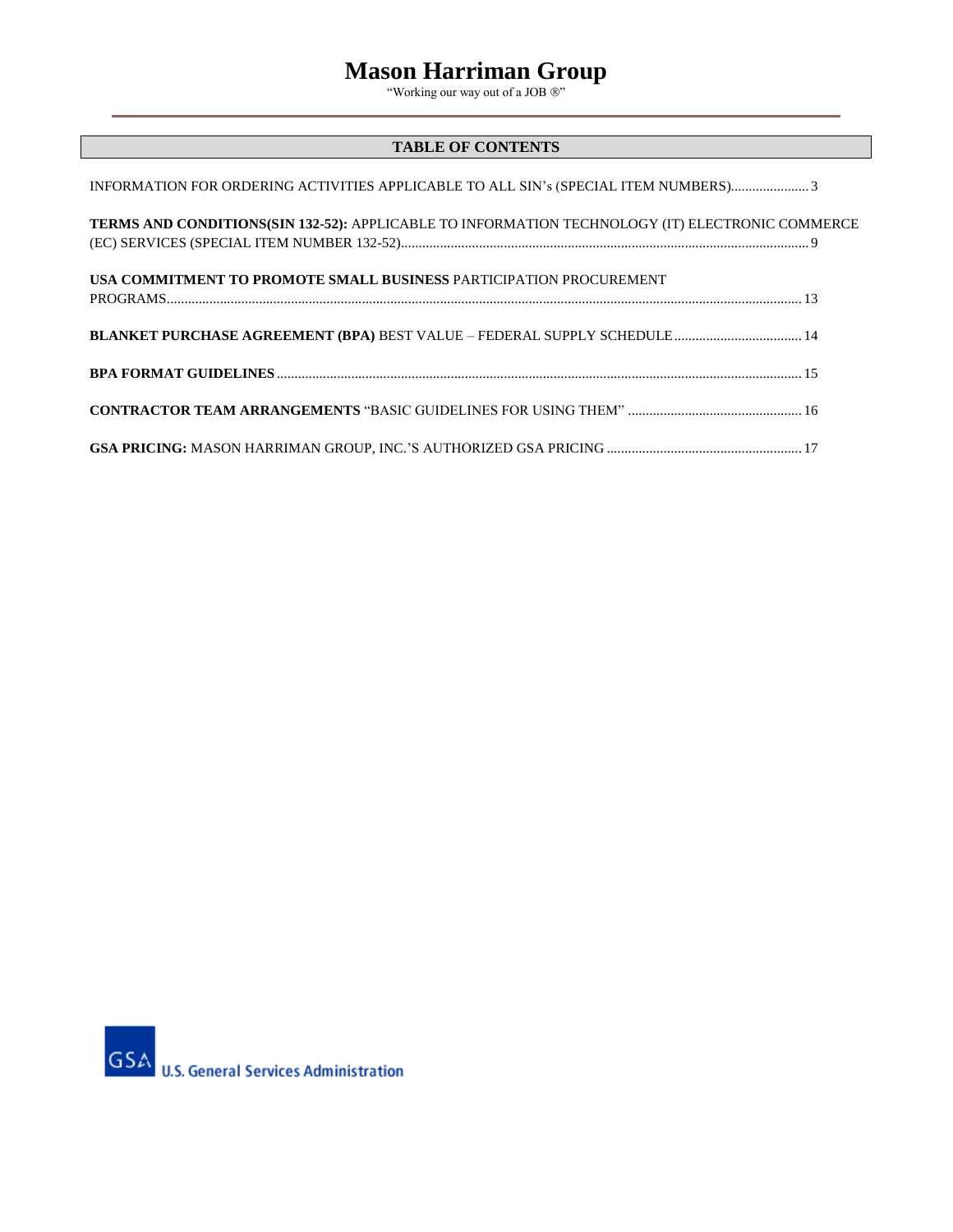# Mason Harriman Group

"Working our way out of a JOB ®"

## TABLE OF CONTENTS

INFORMATION FOR ORDERING ACTIVITIES APPLICABLE TO ALL SIN's (SPECIAL ITEM NUMBERS)...................... 3

**TERMS AND CONDITIONS(SIN 132-52):** APPLICABLE TO INFORMATION TECHNOLOGY (IT) ELECTRONIC COMMERCE (EC) SERVICES (SPECIAL ITEM NUMBER 132-52).................................................................................................................. 9

**USA COMMITMENT TO PROMOTE SMALL BUSINESS** PARTICIPATION PROCUREMENT PROGRAMS................................................................................................................................................................ 13

**BLANKET PURCHASE AGREEMENT (BPA)** BEST VALUE – FEDERAL SUPPLY SCHEDULE.................................... 14

**BPA FORMAT GUIDELINES**.................................................................................................................................... 15

**CONTRACTOR TEAM ARRANGEMENTS** "BASIC GUIDELINES FOR USING THEM" ................................................ 16

**GSA PRICING:** MASON HARRIMAN GROUP, INC.'S AUTHORIZED GSA PRICING ...................................................... 17

GSA U.S. General Services Administration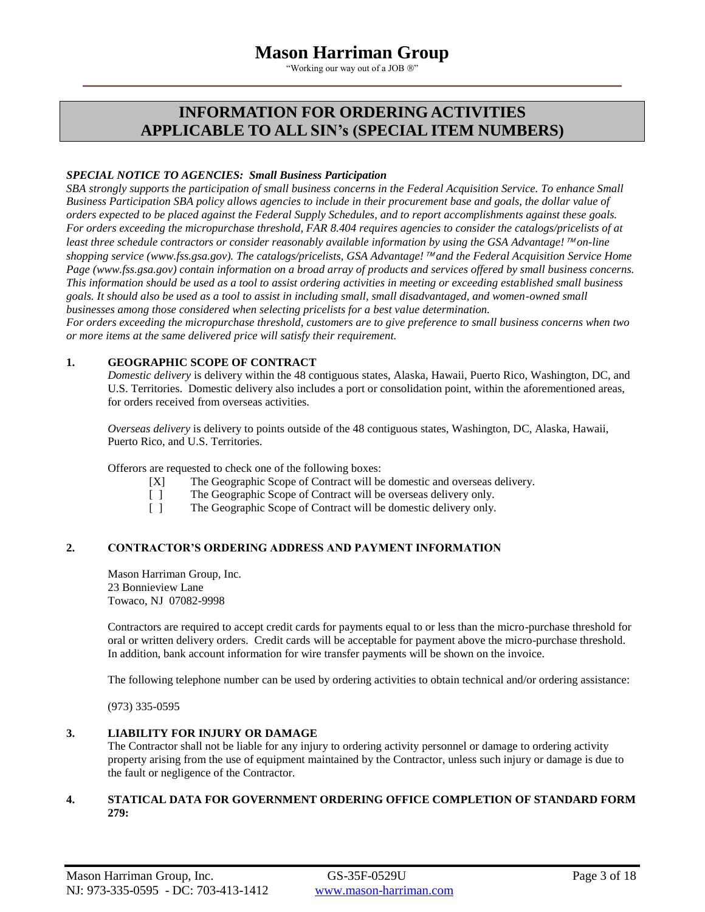# INFORMATION FOR ORDERING ACTIVITIES APPLICABLE TO ALL SIN's (SPECIAL ITEM NUMBERS)

***SPECIAL NOTICE TO AGENCIES: Small Business Participation***

*SBA strongly supports the participation of small business concerns in the Federal Acquisition Service. To enhance Small Business Participation SBA policy allows agencies to include in their procurement base and goals, the dollar value of orders expected to be placed against the Federal Supply Schedules, and to report accomplishments against these goals. For orders exceeding the micropurchase threshold, FAR 8.404 requires agencies to consider the catalogs/pricelists of at least three schedule contractors or consider reasonably available information by using the GSA Advantage! ™ on-line shopping service (www.fss.gsa.gov). The catalogs/pricelists, GSA Advantage! ™ and the Federal Acquisition Service Home Page (www.fss.gsa.gov) contain information on a broad array of products and services offered by small business concerns. This information should be used as a tool to assist ordering activities in meeting or exceeding established small business goals. It should also be used as a tool to assist in including small, small disadvantaged, and women-owned small businesses among those considered when selecting pricelists for a best value determination.*

*For orders exceeding the micropurchase threshold, customers are to give preference to small business concerns when two or more items at the same delivered price will satisfy their requirement.*

**1. GEOGRAPHIC SCOPE OF CONTRACT**

*Domestic delivery* is delivery within the 48 contiguous states, Alaska, Hawaii, Puerto Rico, Washington, DC, and U.S. Territories. Domestic delivery also includes a port or consolidation point, within the aforementioned areas, for orders received from overseas activities.

*Overseas delivery* is delivery to points outside of the 48 contiguous states, Washington, DC, Alaska, Hawaii, Puerto Rico, and U.S. Territories.

Offerors are requested to check one of the following boxes:

- [X] The Geographic Scope of Contract will be domestic and overseas delivery.
- [ ] The Geographic Scope of Contract will be overseas delivery only.
- [ ] The Geographic Scope of Contract will be domestic delivery only.

**2. CONTRACTOR'S ORDERING ADDRESS AND PAYMENT INFORMATION**

Mason Harriman Group, Inc.
23 Bonnieview Lane
Towaco, NJ 07082-9998

Contractors are required to accept credit cards for payments equal to or less than the micro-purchase threshold for oral or written delivery orders. Credit cards will be acceptable for payment above the micro-purchase threshold. In addition, bank account information for wire transfer payments will be shown on the invoice.

The following telephone number can be used by ordering activities to obtain technical and/or ordering assistance:

(973) 335-0595

**3. LIABILITY FOR INJURY OR DAMAGE**

The Contractor shall not be liable for any injury to ordering activity personnel or damage to ordering activity property arising from the use of equipment maintained by the Contractor, unless such injury or damage is due to the fault or negligence of the Contractor.

**4. STATICAL DATA FOR GOVERNMENT ORDERING OFFICE COMPLETION OF STANDARD FORM 279:**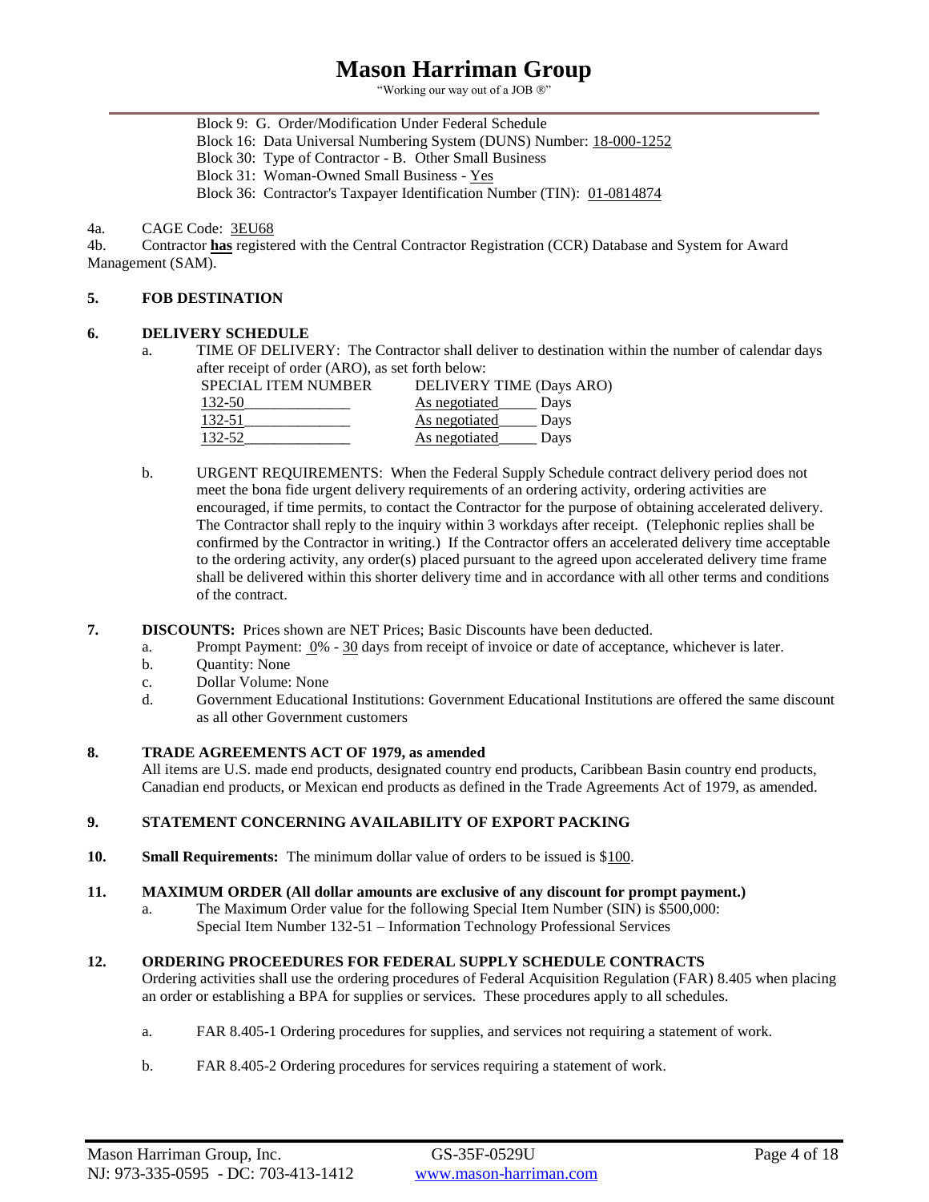Block 9: G. Order/Modification Under Federal Schedule
Block 16: Data Universal Numbering System (DUNS) Number: 18-000-1252
Block 30: Type of Contractor - B. Other Small Business
Block 31: Woman-Owned Small Business - Yes
Block 36: Contractor's Taxpayer Identification Number (TIN): 01-0814874

4a. CAGE Code: 3EU68
4b. Contractor **has** registered with the Central Contractor Registration (CCR) Database and System for Award Management (SAM).

**5. FOB DESTINATION**

**6. DELIVERY SCHEDULE**

a. TIME OF DELIVERY: The Contractor shall deliver to destination within the number of calendar days after receipt of order (ARO), as set forth below:

| SPECIAL ITEM NUMBER | DELIVERY TIME (Days ARO) |
|---|---|
| 132-50 | As negotiated Days |
| 132-51 | As negotiated Days |
| 132-52 | As negotiated Days |

b. URGENT REQUIREMENTS: When the Federal Supply Schedule contract delivery period does not meet the bona fide urgent delivery requirements of an ordering activity, ordering activities are encouraged, if time permits, to contact the Contractor for the purpose of obtaining accelerated delivery. The Contractor shall reply to the inquiry within 3 workdays after receipt. (Telephonic replies shall be confirmed by the Contractor in writing.) If the Contractor offers an accelerated delivery time acceptable to the ordering activity, any order(s) placed pursuant to the agreed upon accelerated delivery time frame shall be delivered within this shorter delivery time and in accordance with all other terms and conditions of the contract.

**7. DISCOUNTS:** Prices shown are NET Prices; Basic Discounts have been deducted.

a. Prompt Payment: 0% - 30 days from receipt of invoice or date of acceptance, whichever is later.
b. Quantity: None
c. Dollar Volume: None
d. Government Educational Institutions: Government Educational Institutions are offered the same discount as all other Government customers

**8. TRADE AGREEMENTS ACT OF 1979, as amended**

All items are U.S. made end products, designated country end products, Caribbean Basin country end products, Canadian end products, or Mexican end products as defined in the Trade Agreements Act of 1979, as amended.

**9. STATEMENT CONCERNING AVAILABILITY OF EXPORT PACKING**

**10. Small Requirements:** The minimum dollar value of orders to be issued is $100.

**11. MAXIMUM ORDER (All dollar amounts are exclusive of any discount for prompt payment.)**

a. The Maximum Order value for the following Special Item Number (SIN) is $500,000:
Special Item Number 132-51 – Information Technology Professional Services

**12. ORDERING PROCEEDURES FOR FEDERAL SUPPLY SCHEDULE CONTRACTS**

Ordering activities shall use the ordering procedures of Federal Acquisition Regulation (FAR) 8.405 when placing an order or establishing a BPA for supplies or services. These procedures apply to all schedules.

a. FAR 8.405-1 Ordering procedures for supplies, and services not requiring a statement of work.

b. FAR 8.405-2 Ordering procedures for services requiring a statement of work.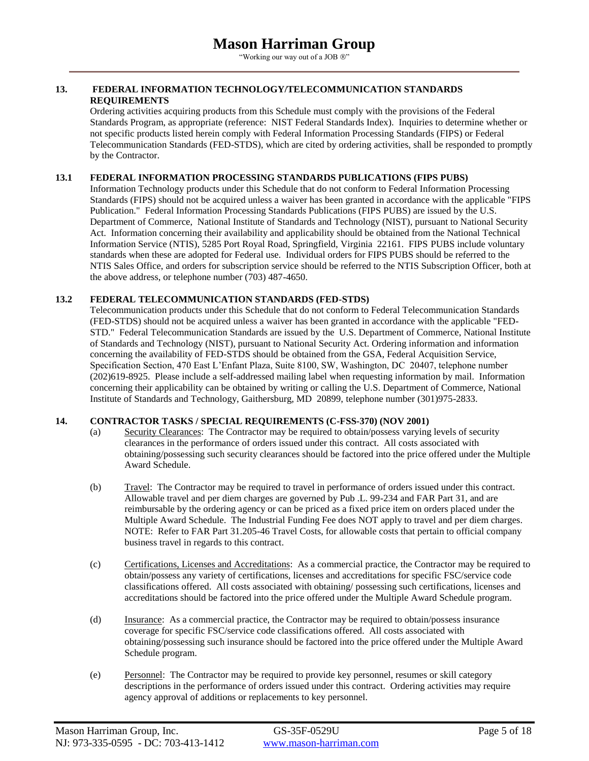## 13. FEDERAL INFORMATION TECHNOLOGY/TELECOMMUNICATION STANDARDS REQUIREMENTS

Ordering activities acquiring products from this Schedule must comply with the provisions of the Federal Standards Program, as appropriate (reference: NIST Federal Standards Index). Inquiries to determine whether or not specific products listed herein comply with Federal Information Processing Standards (FIPS) or Federal Telecommunication Standards (FED-STDS), which are cited by ordering activities, shall be responded to promptly by the Contractor.

### 13.1 FEDERAL INFORMATION PROCESSING STANDARDS PUBLICATIONS (FIPS PUBS)

Information Technology products under this Schedule that do not conform to Federal Information Processing Standards (FIPS) should not be acquired unless a waiver has been granted in accordance with the applicable "FIPS Publication." Federal Information Processing Standards Publications (FIPS PUBS) are issued by the U.S. Department of Commerce, National Institute of Standards and Technology (NIST), pursuant to National Security Act. Information concerning their availability and applicability should be obtained from the National Technical Information Service (NTIS), 5285 Port Royal Road, Springfield, Virginia 22161. FIPS PUBS include voluntary standards when these are adopted for Federal use. Individual orders for FIPS PUBS should be referred to the NTIS Sales Office, and orders for subscription service should be referred to the NTIS Subscription Officer, both at the above address, or telephone number (703) 487-4650.

### 13.2 FEDERAL TELECOMMUNICATION STANDARDS (FED-STDS)

Telecommunication products under this Schedule that do not conform to Federal Telecommunication Standards (FED-STDS) should not be acquired unless a waiver has been granted in accordance with the applicable "FED-STD." Federal Telecommunication Standards are issued by the U.S. Department of Commerce, National Institute of Standards and Technology (NIST), pursuant to National Security Act. Ordering information and information concerning the availability of FED-STDS should be obtained from the GSA, Federal Acquisition Service, Specification Section, 470 East L'Enfant Plaza, Suite 8100, SW, Washington, DC 20407, telephone number (202)619-8925. Please include a self-addressed mailing label when requesting information by mail. Information concerning their applicability can be obtained by writing or calling the U.S. Department of Commerce, National Institute of Standards and Technology, Gaithersburg, MD 20899, telephone number (301)975-2833.

## 14. CONTRACTOR TASKS / SPECIAL REQUIREMENTS (C-FSS-370) (NOV 2001)

(a) Security Clearances: The Contractor may be required to obtain/possess varying levels of security clearances in the performance of orders issued under this contract. All costs associated with obtaining/possessing such security clearances should be factored into the price offered under the Multiple Award Schedule.

(b) Travel: The Contractor may be required to travel in performance of orders issued under this contract. Allowable travel and per diem charges are governed by Pub .L. 99-234 and FAR Part 31, and are reimbursable by the ordering agency or can be priced as a fixed price item on orders placed under the Multiple Award Schedule. The Industrial Funding Fee does NOT apply to travel and per diem charges. NOTE: Refer to FAR Part 31.205-46 Travel Costs, for allowable costs that pertain to official company business travel in regards to this contract.

(c) Certifications, Licenses and Accreditations: As a commercial practice, the Contractor may be required to obtain/possess any variety of certifications, licenses and accreditations for specific FSC/service code classifications offered. All costs associated with obtaining/ possessing such certifications, licenses and accreditations should be factored into the price offered under the Multiple Award Schedule program.

(d) Insurance: As a commercial practice, the Contractor may be required to obtain/possess insurance coverage for specific FSC/service code classifications offered. All costs associated with obtaining/possessing such insurance should be factored into the price offered under the Multiple Award Schedule program.

(e) Personnel: The Contractor may be required to provide key personnel, resumes or skill category descriptions in the performance of orders issued under this contract. Ordering activities may require agency approval of additions or replacements to key personnel.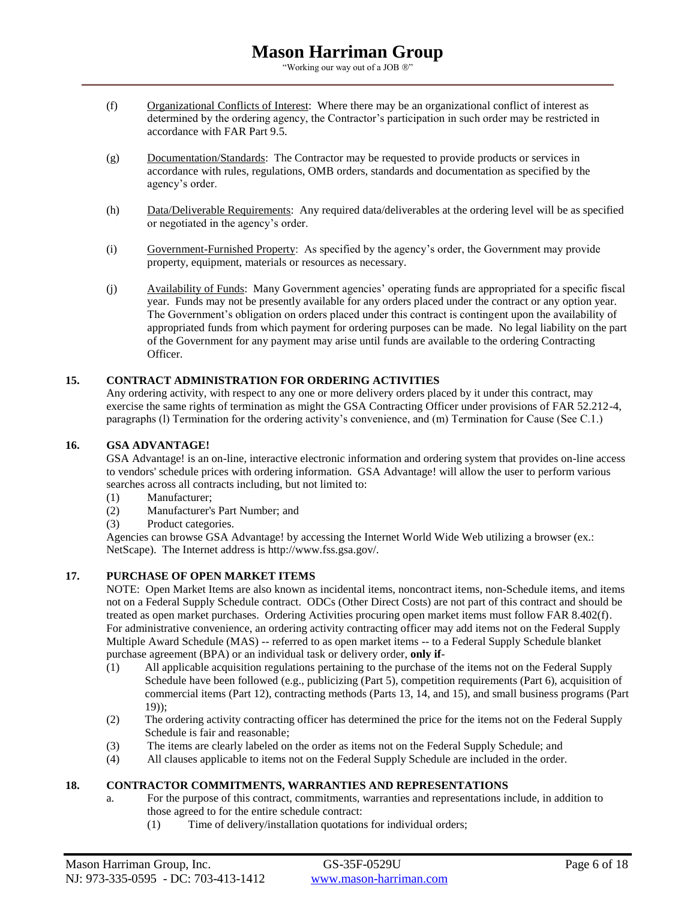(f) Organizational Conflicts of Interest: Where there may be an organizational conflict of interest as determined by the ordering agency, the Contractor's participation in such order may be restricted in accordance with FAR Part 9.5.

(g) Documentation/Standards: The Contractor may be requested to provide products or services in accordance with rules, regulations, OMB orders, standards and documentation as specified by the agency's order.

(h) Data/Deliverable Requirements: Any required data/deliverables at the ordering level will be as specified or negotiated in the agency's order.

(i) Government-Furnished Property: As specified by the agency's order, the Government may provide property, equipment, materials or resources as necessary.

(j) Availability of Funds: Many Government agencies' operating funds are appropriated for a specific fiscal year. Funds may not be presently available for any orders placed under the contract or any option year. The Government's obligation on orders placed under this contract is contingent upon the availability of appropriated funds from which payment for ordering purposes can be made. No legal liability on the part of the Government for any payment may arise until funds are available to the ordering Contracting Officer.

## 15. CONTRACT ADMINISTRATION FOR ORDERING ACTIVITIES

Any ordering activity, with respect to any one or more delivery orders placed by it under this contract, may exercise the same rights of termination as might the GSA Contracting Officer under provisions of FAR 52.212-4, paragraphs (l) Termination for the ordering activity's convenience, and (m) Termination for Cause (See C.1.)

## 16. GSA ADVANTAGE!

GSA Advantage! is an on-line, interactive electronic information and ordering system that provides on-line access to vendors' schedule prices with ordering information. GSA Advantage! will allow the user to perform various searches across all contracts including, but not limited to:

(1) Manufacturer;
(2) Manufacturer's Part Number; and
(3) Product categories.

Agencies can browse GSA Advantage! by accessing the Internet World Wide Web utilizing a browser (ex.: NetScape). The Internet address is http://www.fss.gsa.gov/.

## 17. PURCHASE OF OPEN MARKET ITEMS

NOTE: Open Market Items are also known as incidental items, noncontract items, non-Schedule items, and items not on a Federal Supply Schedule contract. ODCs (Other Direct Costs) are not part of this contract and should be treated as open market purchases. Ordering Activities procuring open market items must follow FAR 8.402(f). For administrative convenience, an ordering activity contracting officer may add items not on the Federal Supply Multiple Award Schedule (MAS) -- referred to as open market items -- to a Federal Supply Schedule blanket purchase agreement (BPA) or an individual task or delivery order, **only if**-

(1) All applicable acquisition regulations pertaining to the purchase of the items not on the Federal Supply Schedule have been followed (e.g., publicizing (Part 5), competition requirements (Part 6), acquisition of commercial items (Part 12), contracting methods (Parts 13, 14, and 15), and small business programs (Part 19));
(2) The ordering activity contracting officer has determined the price for the items not on the Federal Supply Schedule is fair and reasonable;
(3) The items are clearly labeled on the order as items not on the Federal Supply Schedule; and
(4) All clauses applicable to items not on the Federal Supply Schedule are included in the order.

## 18. CONTRACTOR COMMITMENTS, WARRANTIES AND REPRESENTATIONS

a. For the purpose of this contract, commitments, warranties and representations include, in addition to those agreed to for the entire schedule contract:
   (1) Time of delivery/installation quotations for individual orders;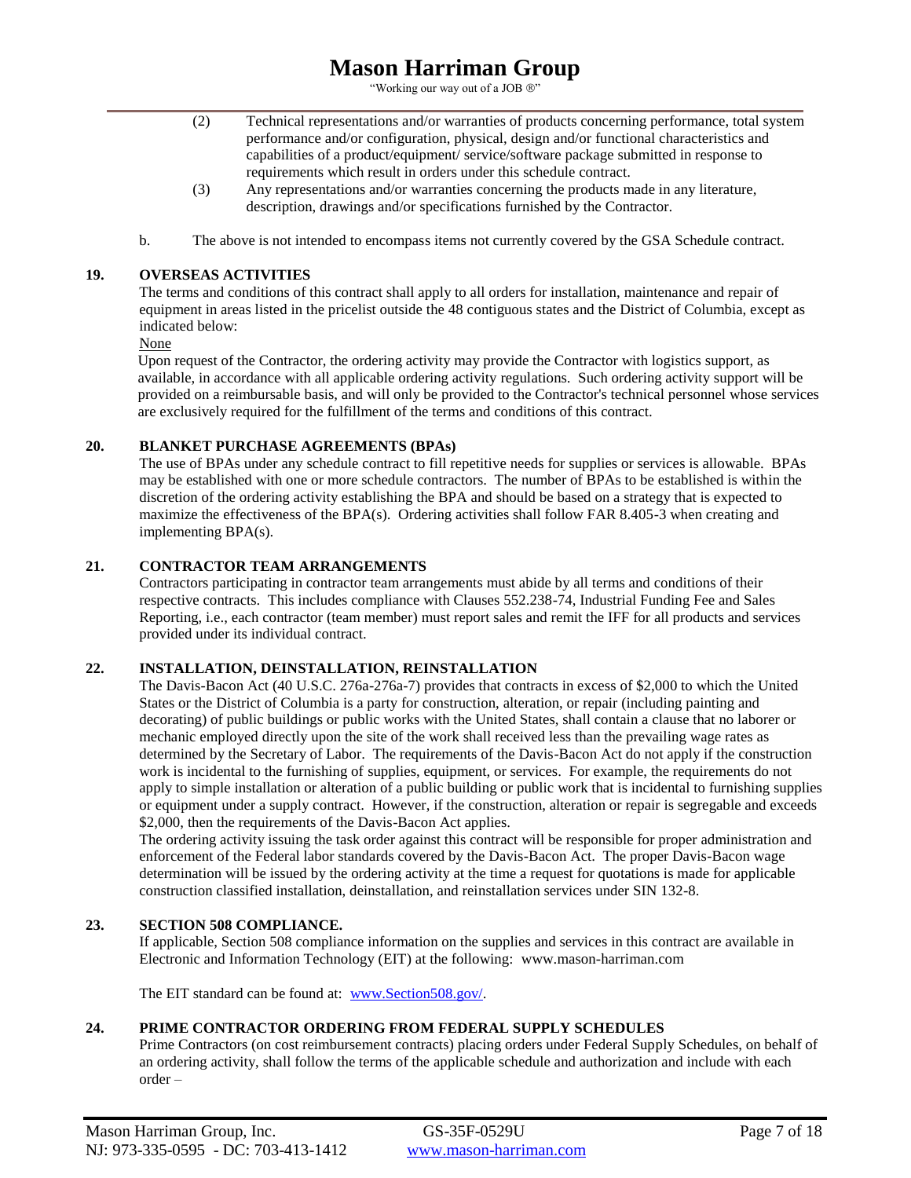(2) Technical representations and/or warranties of products concerning performance, total system performance and/or configuration, physical, design and/or functional characteristics and capabilities of a product/equipment/ service/software package submitted in response to requirements which result in orders under this schedule contract.

(3) Any representations and/or warranties concerning the products made in any literature, description, drawings and/or specifications furnished by the Contractor.

b. The above is not intended to encompass items not currently covered by the GSA Schedule contract.

**19. OVERSEAS ACTIVITIES**

The terms and conditions of this contract shall apply to all orders for installation, maintenance and repair of equipment in areas listed in the pricelist outside the 48 contiguous states and the District of Columbia, except as indicated below:

None

Upon request of the Contractor, the ordering activity may provide the Contractor with logistics support, as available, in accordance with all applicable ordering activity regulations. Such ordering activity support will be provided on a reimbursable basis, and will only be provided to the Contractor's technical personnel whose services are exclusively required for the fulfillment of the terms and conditions of this contract.

**20. BLANKET PURCHASE AGREEMENTS (BPAs)**

The use of BPAs under any schedule contract to fill repetitive needs for supplies or services is allowable. BPAs may be established with one or more schedule contractors. The number of BPAs to be established is within the discretion of the ordering activity establishing the BPA and should be based on a strategy that is expected to maximize the effectiveness of the BPA(s). Ordering activities shall follow FAR 8.405-3 when creating and implementing BPA(s).

**21. CONTRACTOR TEAM ARRANGEMENTS**

Contractors participating in contractor team arrangements must abide by all terms and conditions of their respective contracts. This includes compliance with Clauses 552.238-74, Industrial Funding Fee and Sales Reporting, i.e., each contractor (team member) must report sales and remit the IFF for all products and services provided under its individual contract.

**22. INSTALLATION, DEINSTALLATION, REINSTALLATION**

The Davis-Bacon Act (40 U.S.C. 276a-276a-7) provides that contracts in excess of $2,000 to which the United States or the District of Columbia is a party for construction, alteration, or repair (including painting and decorating) of public buildings or public works with the United States, shall contain a clause that no laborer or mechanic employed directly upon the site of the work shall received less than the prevailing wage rates as determined by the Secretary of Labor. The requirements of the Davis-Bacon Act do not apply if the construction work is incidental to the furnishing of supplies, equipment, or services. For example, the requirements do not apply to simple installation or alteration of a public building or public work that is incidental to furnishing supplies or equipment under a supply contract. However, if the construction, alteration or repair is segregable and exceeds $2,000, then the requirements of the Davis-Bacon Act applies.

The ordering activity issuing the task order against this contract will be responsible for proper administration and enforcement of the Federal labor standards covered by the Davis-Bacon Act. The proper Davis-Bacon wage determination will be issued by the ordering activity at the time a request for quotations is made for applicable construction classified installation, deinstallation, and reinstallation services under SIN 132-8.

**23. SECTION 508 COMPLIANCE.**

If applicable, Section 508 compliance information on the supplies and services in this contract are available in Electronic and Information Technology (EIT) at the following: www.mason-harriman.com

The EIT standard can be found at: www.Section508.gov/.

**24. PRIME CONTRACTOR ORDERING FROM FEDERAL SUPPLY SCHEDULES**

Prime Contractors (on cost reimbursement contracts) placing orders under Federal Supply Schedules, on behalf of an ordering activity, shall follow the terms of the applicable schedule and authorization and include with each order –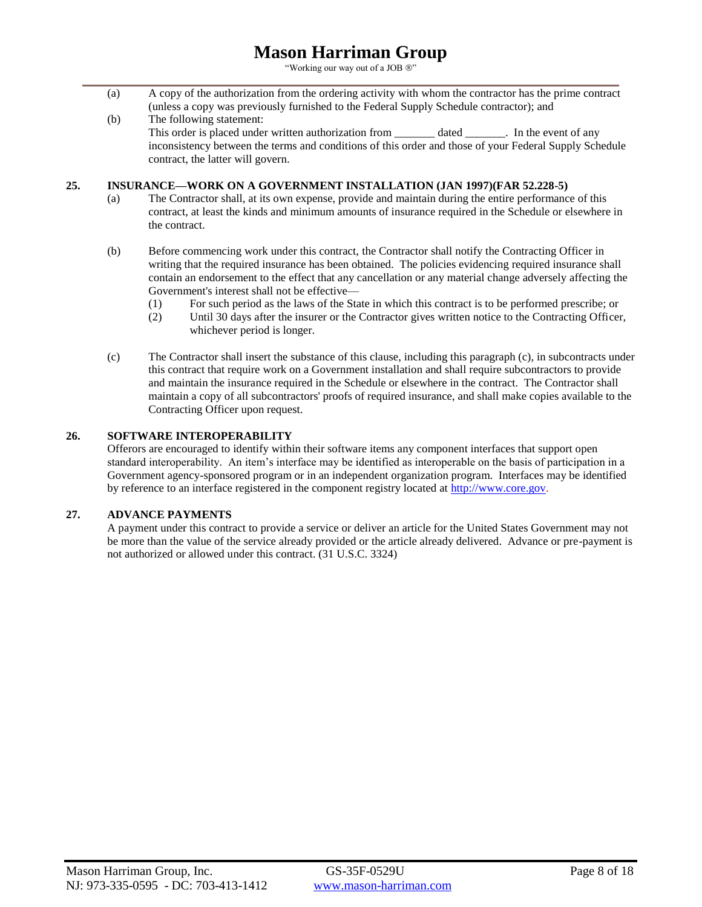(a) A copy of the authorization from the ordering activity with whom the contractor has the prime contract (unless a copy was previously furnished to the Federal Supply Schedule contractor); and

(b) The following statement:
This order is placed under written authorization from _______ dated _______. In the event of any inconsistency between the terms and conditions of this order and those of your Federal Supply Schedule contract, the latter will govern.

**25. INSURANCE—WORK ON A GOVERNMENT INSTALLATION (JAN 1997)(FAR 52.228-5)**

(a) The Contractor shall, at its own expense, provide and maintain during the entire performance of this contract, at least the kinds and minimum amounts of insurance required in the Schedule or elsewhere in the contract.

(b) Before commencing work under this contract, the Contractor shall notify the Contracting Officer in writing that the required insurance has been obtained. The policies evidencing required insurance shall contain an endorsement to the effect that any cancellation or any material change adversely affecting the Government's interest shall not be effective—

(1) For such period as the laws of the State in which this contract is to be performed prescribe; or

(2) Until 30 days after the insurer or the Contractor gives written notice to the Contracting Officer, whichever period is longer.

(c) The Contractor shall insert the substance of this clause, including this paragraph (c), in subcontracts under this contract that require work on a Government installation and shall require subcontractors to provide and maintain the insurance required in the Schedule or elsewhere in the contract. The Contractor shall maintain a copy of all subcontractors' proofs of required insurance, and shall make copies available to the Contracting Officer upon request.

**26. SOFTWARE INTEROPERABILITY**

Offerors are encouraged to identify within their software items any component interfaces that support open standard interoperability. An item's interface may be identified as interoperable on the basis of participation in a Government agency-sponsored program or in an independent organization program. Interfaces may be identified by reference to an interface registered in the component registry located at http://www.core.gov.

**27. ADVANCE PAYMENTS**

A payment under this contract to provide a service or deliver an article for the United States Government may not be more than the value of the service already provided or the article already delivered. Advance or pre-payment is not authorized or allowed under this contract. (31 U.S.C. 3324)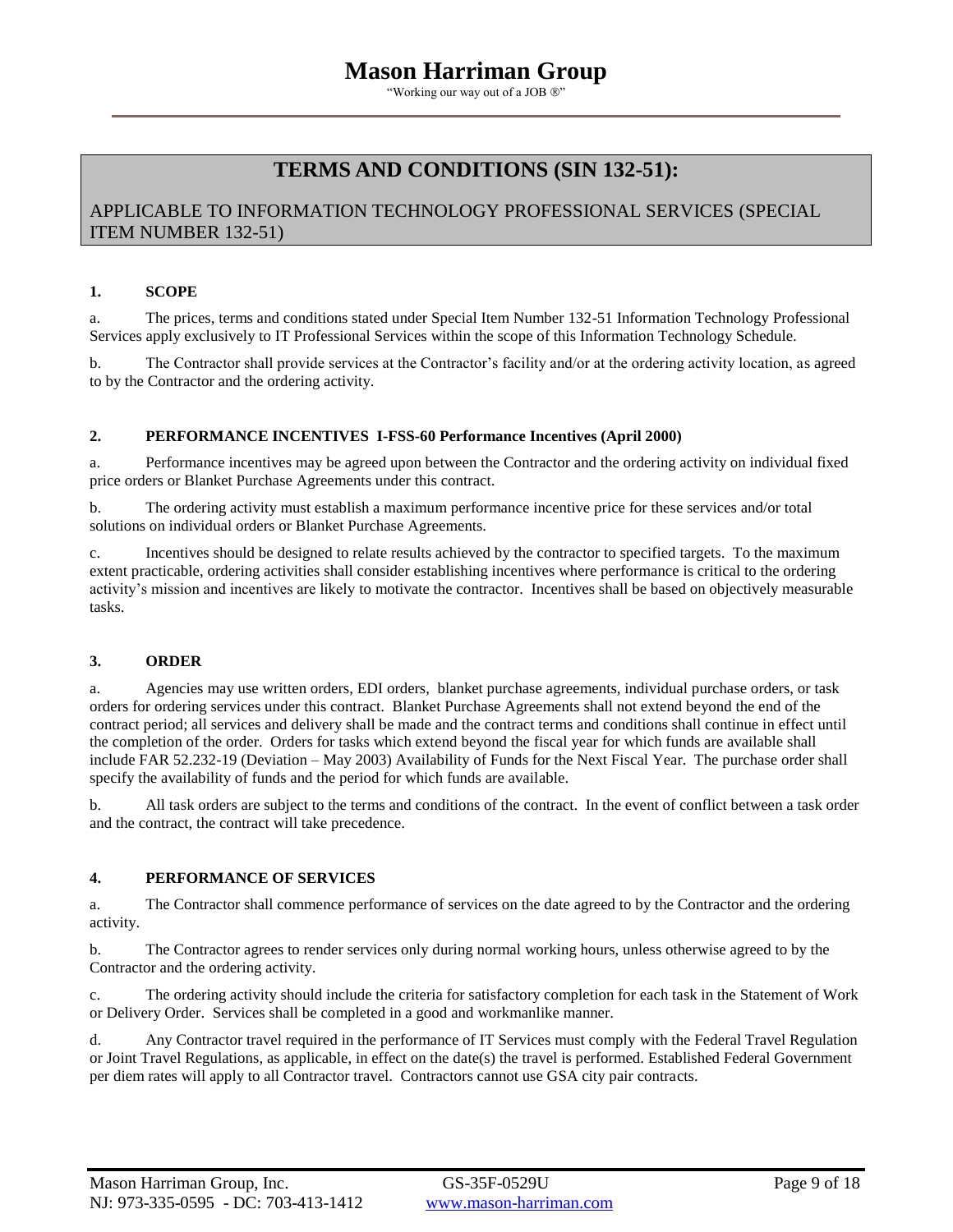## TERMS AND CONDITIONS (SIN 132-51):

APPLICABLE TO INFORMATION TECHNOLOGY PROFESSIONAL SERVICES (SPECIAL ITEM NUMBER 132-51)

**1. SCOPE**

a. The prices, terms and conditions stated under Special Item Number 132-51 Information Technology Professional Services apply exclusively to IT Professional Services within the scope of this Information Technology Schedule.

b. The Contractor shall provide services at the Contractor's facility and/or at the ordering activity location, as agreed to by the Contractor and the ordering activity.

**2. PERFORMANCE INCENTIVES I-FSS-60 Performance Incentives (April 2000)**

a. Performance incentives may be agreed upon between the Contractor and the ordering activity on individual fixed price orders or Blanket Purchase Agreements under this contract.

b. The ordering activity must establish a maximum performance incentive price for these services and/or total solutions on individual orders or Blanket Purchase Agreements.

c. Incentives should be designed to relate results achieved by the contractor to specified targets. To the maximum extent practicable, ordering activities shall consider establishing incentives where performance is critical to the ordering activity's mission and incentives are likely to motivate the contractor. Incentives shall be based on objectively measurable tasks.

**3. ORDER**

a. Agencies may use written orders, EDI orders, blanket purchase agreements, individual purchase orders, or task orders for ordering services under this contract. Blanket Purchase Agreements shall not extend beyond the end of the contract period; all services and delivery shall be made and the contract terms and conditions shall continue in effect until the completion of the order. Orders for tasks which extend beyond the fiscal year for which funds are available shall include FAR 52.232-19 (Deviation – May 2003) Availability of Funds for the Next Fiscal Year. The purchase order shall specify the availability of funds and the period for which funds are available.

b. All task orders are subject to the terms and conditions of the contract. In the event of conflict between a task order and the contract, the contract will take precedence.

**4. PERFORMANCE OF SERVICES**

a. The Contractor shall commence performance of services on the date agreed to by the Contractor and the ordering activity.

b. The Contractor agrees to render services only during normal working hours, unless otherwise agreed to by the Contractor and the ordering activity.

c. The ordering activity should include the criteria for satisfactory completion for each task in the Statement of Work or Delivery Order. Services shall be completed in a good and workmanlike manner.

d. Any Contractor travel required in the performance of IT Services must comply with the Federal Travel Regulation or Joint Travel Regulations, as applicable, in effect on the date(s) the travel is performed. Established Federal Government per diem rates will apply to all Contractor travel. Contractors cannot use GSA city pair contracts.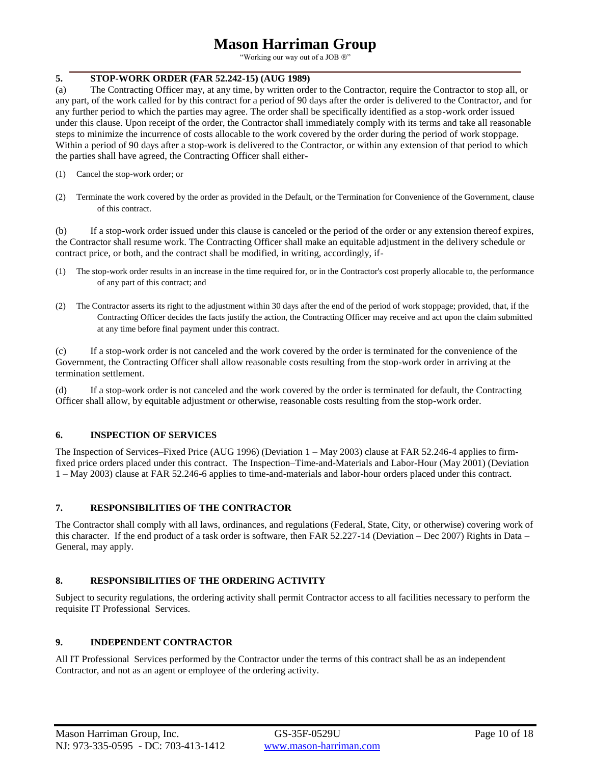## 5. STOP-WORK ORDER (FAR 52.242-15) (AUG 1989)

(a) The Contracting Officer may, at any time, by written order to the Contractor, require the Contractor to stop all, or any part, of the work called for by this contract for a period of 90 days after the order is delivered to the Contractor, and for any further period to which the parties may agree. The order shall be specifically identified as a stop-work order issued under this clause. Upon receipt of the order, the Contractor shall immediately comply with its terms and take all reasonable steps to minimize the incurrence of costs allocable to the work covered by the order during the period of work stoppage. Within a period of 90 days after a stop-work is delivered to the Contractor, or within any extension of that period to which the parties shall have agreed, the Contracting Officer shall either-

(1) Cancel the stop-work order; or

(2) Terminate the work covered by the order as provided in the Default, or the Termination for Convenience of the Government, clause of this contract.

(b) If a stop-work order issued under this clause is canceled or the period of the order or any extension thereof expires, the Contractor shall resume work. The Contracting Officer shall make an equitable adjustment in the delivery schedule or contract price, or both, and the contract shall be modified, in writing, accordingly, if-

(1) The stop-work order results in an increase in the time required for, or in the Contractor's cost properly allocable to, the performance of any part of this contract; and

(2) The Contractor asserts its right to the adjustment within 30 days after the end of the period of work stoppage; provided, that, if the Contracting Officer decides the facts justify the action, the Contracting Officer may receive and act upon the claim submitted at any time before final payment under this contract.

(c) If a stop-work order is not canceled and the work covered by the order is terminated for the convenience of the Government, the Contracting Officer shall allow reasonable costs resulting from the stop-work order in arriving at the termination settlement.

(d) If a stop-work order is not canceled and the work covered by the order is terminated for default, the Contracting Officer shall allow, by equitable adjustment or otherwise, reasonable costs resulting from the stop-work order.

## 6. INSPECTION OF SERVICES

The Inspection of Services–Fixed Price (AUG 1996) (Deviation 1 – May 2003) clause at FAR 52.246-4 applies to firm-fixed price orders placed under this contract. The Inspection–Time-and-Materials and Labor-Hour (May 2001) (Deviation 1 – May 2003) clause at FAR 52.246-6 applies to time-and-materials and labor-hour orders placed under this contract.

## 7. RESPONSIBILITIES OF THE CONTRACTOR

The Contractor shall comply with all laws, ordinances, and regulations (Federal, State, City, or otherwise) covering work of this character. If the end product of a task order is software, then FAR 52.227-14 (Deviation – Dec 2007) Rights in Data – General, may apply.

## 8. RESPONSIBILITIES OF THE ORDERING ACTIVITY

Subject to security regulations, the ordering activity shall permit Contractor access to all facilities necessary to perform the requisite IT Professional Services.

## 9. INDEPENDENT CONTRACTOR

All IT Professional Services performed by the Contractor under the terms of this contract shall be as an independent Contractor, and not as an agent or employee of the ordering activity.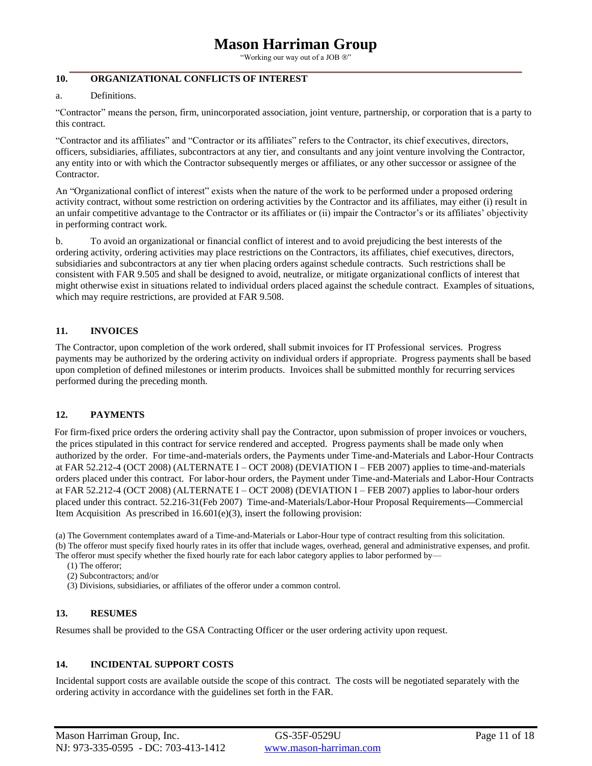## 10. ORGANIZATIONAL CONFLICTS OF INTEREST

a. Definitions.

"Contractor" means the person, firm, unincorporated association, joint venture, partnership, or corporation that is a party to this contract.

"Contractor and its affiliates" and "Contractor or its affiliates" refers to the Contractor, its chief executives, directors, officers, subsidiaries, affiliates, subcontractors at any tier, and consultants and any joint venture involving the Contractor, any entity into or with which the Contractor subsequently merges or affiliates, or any other successor or assignee of the Contractor.

An "Organizational conflict of interest" exists when the nature of the work to be performed under a proposed ordering activity contract, without some restriction on ordering activities by the Contractor and its affiliates, may either (i) result in an unfair competitive advantage to the Contractor or its affiliates or (ii) impair the Contractor's or its affiliates' objectivity in performing contract work.

b. To avoid an organizational or financial conflict of interest and to avoid prejudicing the best interests of the ordering activity, ordering activities may place restrictions on the Contractors, its affiliates, chief executives, directors, subsidiaries and subcontractors at any tier when placing orders against schedule contracts. Such restrictions shall be consistent with FAR 9.505 and shall be designed to avoid, neutralize, or mitigate organizational conflicts of interest that might otherwise exist in situations related to individual orders placed against the schedule contract. Examples of situations, which may require restrictions, are provided at FAR 9.508.

## 11. INVOICES

The Contractor, upon completion of the work ordered, shall submit invoices for IT Professional services. Progress payments may be authorized by the ordering activity on individual orders if appropriate. Progress payments shall be based upon completion of defined milestones or interim products. Invoices shall be submitted monthly for recurring services performed during the preceding month.

## 12. PAYMENTS

For firm-fixed price orders the ordering activity shall pay the Contractor, upon submission of proper invoices or vouchers, the prices stipulated in this contract for service rendered and accepted. Progress payments shall be made only when authorized by the order. For time-and-materials orders, the Payments under Time-and-Materials and Labor-Hour Contracts at FAR 52.212-4 (OCT 2008) (ALTERNATE I – OCT 2008) (DEVIATION I – FEB 2007) applies to time-and-materials orders placed under this contract. For labor-hour orders, the Payment under Time-and-Materials and Labor-Hour Contracts at FAR 52.212-4 (OCT 2008) (ALTERNATE I – OCT 2008) (DEVIATION I – FEB 2007) applies to labor-hour orders placed under this contract. 52.216-31(Feb 2007) Time-and-Materials/Labor-Hour Proposal Requirements—Commercial Item Acquisition As prescribed in 16.601(e)(3), insert the following provision:

(a) The Government contemplates award of a Time-and-Materials or Labor-Hour type of contract resulting from this solicitation.
(b) The offeror must specify fixed hourly rates in its offer that include wages, overhead, general and administrative expenses, and profit. The offeror must specify whether the fixed hourly rate for each labor category applies to labor performed by—

(1) The offeror;
(2) Subcontractors; and/or
(3) Divisions, subsidiaries, or affiliates of the offeror under a common control.

## 13. RESUMES

Resumes shall be provided to the GSA Contracting Officer or the user ordering activity upon request.

## 14. INCIDENTAL SUPPORT COSTS

Incidental support costs are available outside the scope of this contract. The costs will be negotiated separately with the ordering activity in accordance with the guidelines set forth in the FAR.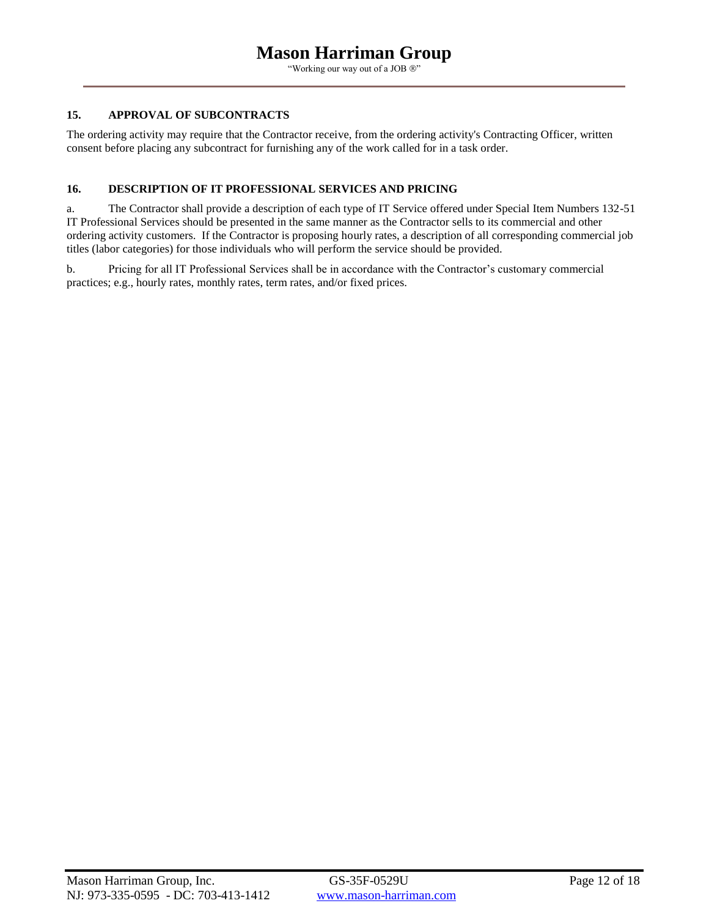## 15. APPROVAL OF SUBCONTRACTS

The ordering activity may require that the Contractor receive, from the ordering activity's Contracting Officer, written consent before placing any subcontract for furnishing any of the work called for in a task order.

## 16. DESCRIPTION OF IT PROFESSIONAL SERVICES AND PRICING

a. The Contractor shall provide a description of each type of IT Service offered under Special Item Numbers 132-51 IT Professional Services should be presented in the same manner as the Contractor sells to its commercial and other ordering activity customers. If the Contractor is proposing hourly rates, a description of all corresponding commercial job titles (labor categories) for those individuals who will perform the service should be provided.

b. Pricing for all IT Professional Services shall be in accordance with the Contractor's customary commercial practices; e.g., hourly rates, monthly rates, term rates, and/or fixed prices.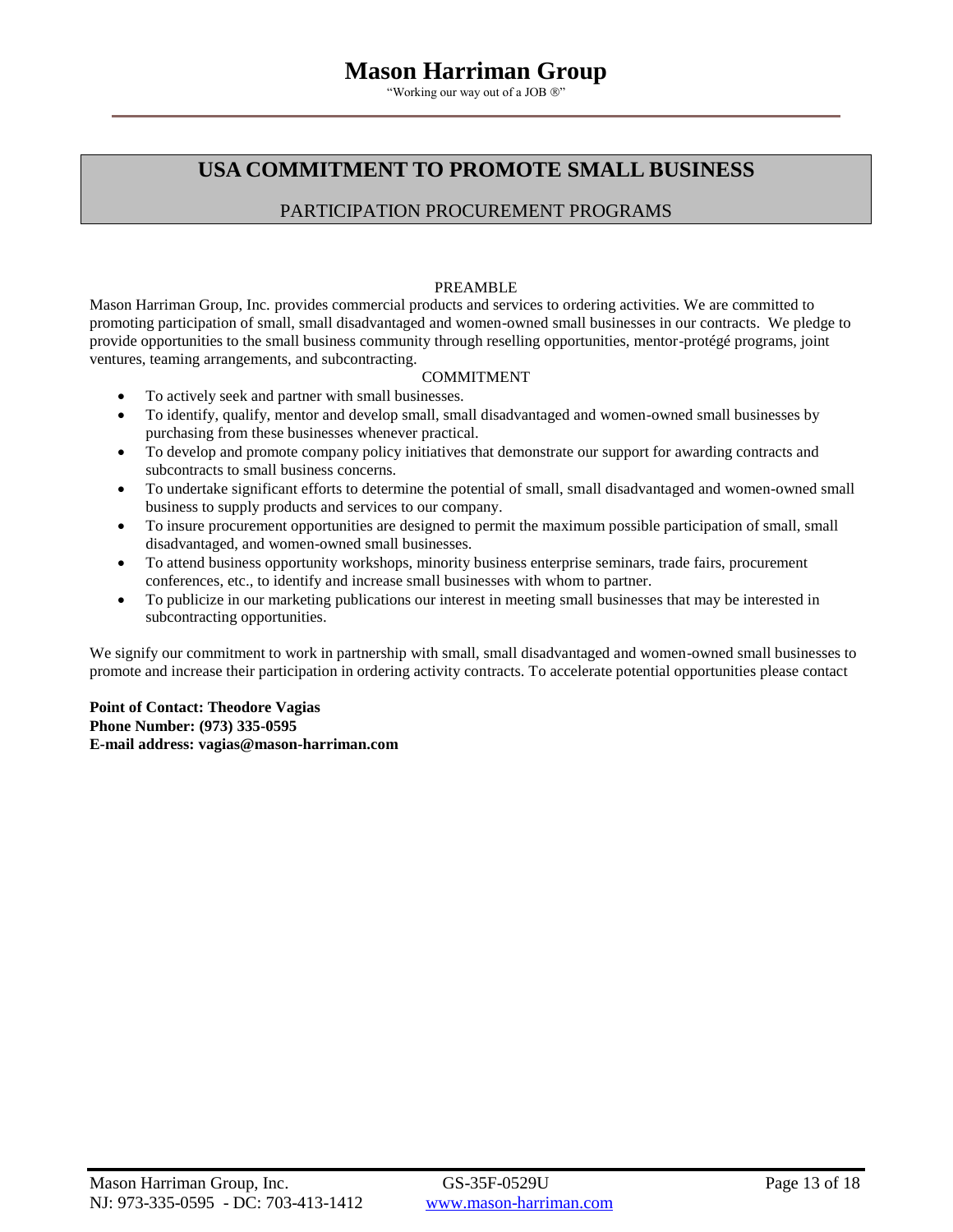# USA COMMITMENT TO PROMOTE SMALL BUSINESS

## PARTICIPATION PROCUREMENT PROGRAMS

PREAMBLE

Mason Harriman Group, Inc. provides commercial products and services to ordering activities. We are committed to promoting participation of small, small disadvantaged and women-owned small businesses in our contracts. We pledge to provide opportunities to the small business community through reselling opportunities, mentor-protégé programs, joint ventures, teaming arrangements, and subcontracting.

COMMITMENT

- To actively seek and partner with small businesses.
- To identify, qualify, mentor and develop small, small disadvantaged and women-owned small businesses by purchasing from these businesses whenever practical.
- To develop and promote company policy initiatives that demonstrate our support for awarding contracts and subcontracts to small business concerns.
- To undertake significant efforts to determine the potential of small, small disadvantaged and women-owned small business to supply products and services to our company.
- To insure procurement opportunities are designed to permit the maximum possible participation of small, small disadvantaged, and women-owned small businesses.
- To attend business opportunity workshops, minority business enterprise seminars, trade fairs, procurement conferences, etc., to identify and increase small businesses with whom to partner.
- To publicize in our marketing publications our interest in meeting small businesses that may be interested in subcontracting opportunities.

We signify our commitment to work in partnership with small, small disadvantaged and women-owned small businesses to promote and increase their participation in ordering activity contracts. To accelerate potential opportunities please contact

**Point of Contact: Theodore Vagias**
**Phone Number: (973) 335-0595**
**E-mail address: vagias@mason-harriman.com**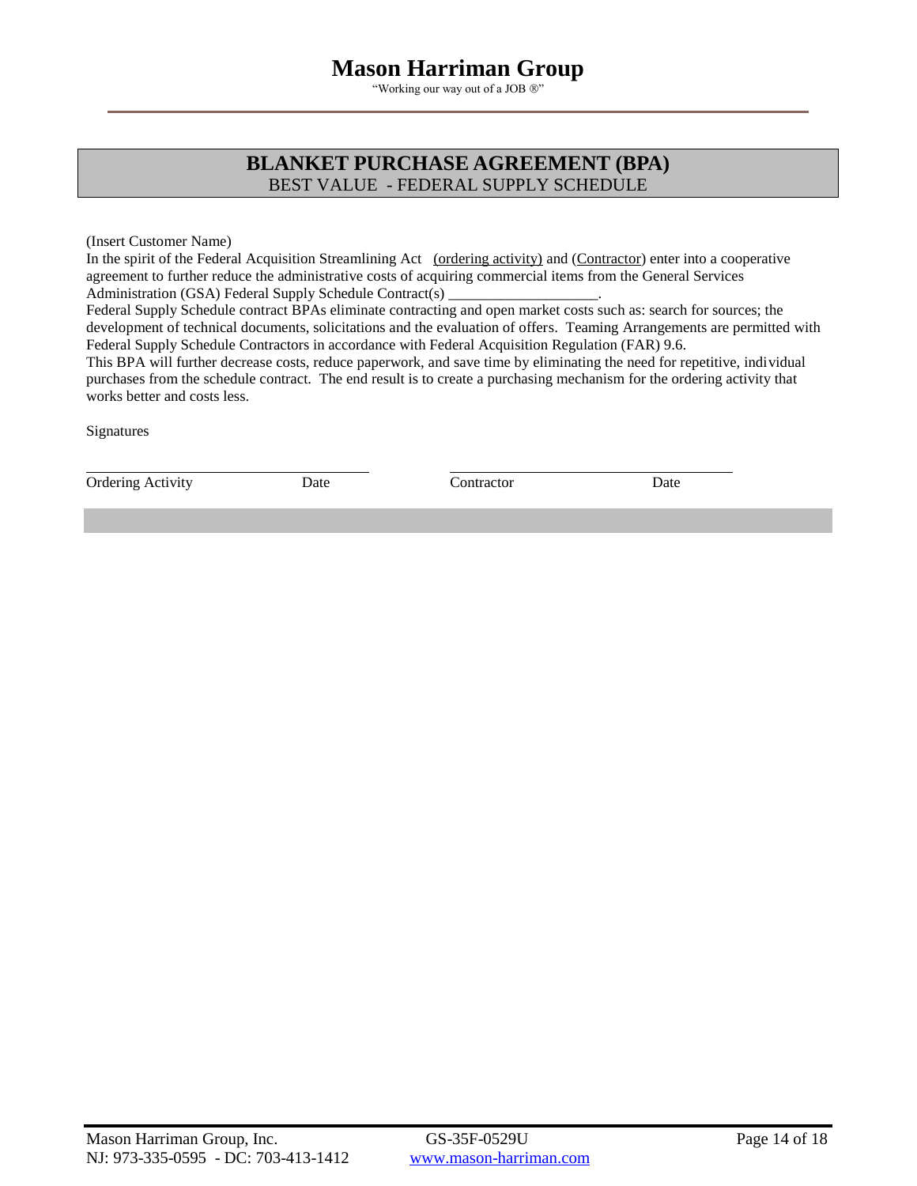# BLANKET PURCHASE AGREEMENT (BPA)

BEST VALUE - FEDERAL SUPPLY SCHEDULE

(Insert Customer Name)

In the spirit of the Federal Acquisition Streamlining Act (ordering activity) and (Contractor) enter into a cooperative agreement to further reduce the administrative costs of acquiring commercial items from the General Services Administration (GSA) Federal Supply Schedule Contract(s) ____________________.

Federal Supply Schedule contract BPAs eliminate contracting and open market costs such as: search for sources; the development of technical documents, solicitations and the evaluation of offers. Teaming Arrangements are permitted with Federal Supply Schedule Contractors in accordance with Federal Acquisition Regulation (FAR) 9.6.

This BPA will further decrease costs, reduce paperwork, and save time by eliminating the need for repetitive, individual purchases from the schedule contract. The end result is to create a purchasing mechanism for the ordering activity that works better and costs less.

Signatures

| Ordering Activity | Date | Contractor | Date |
|---|---|---|---|
| | | | |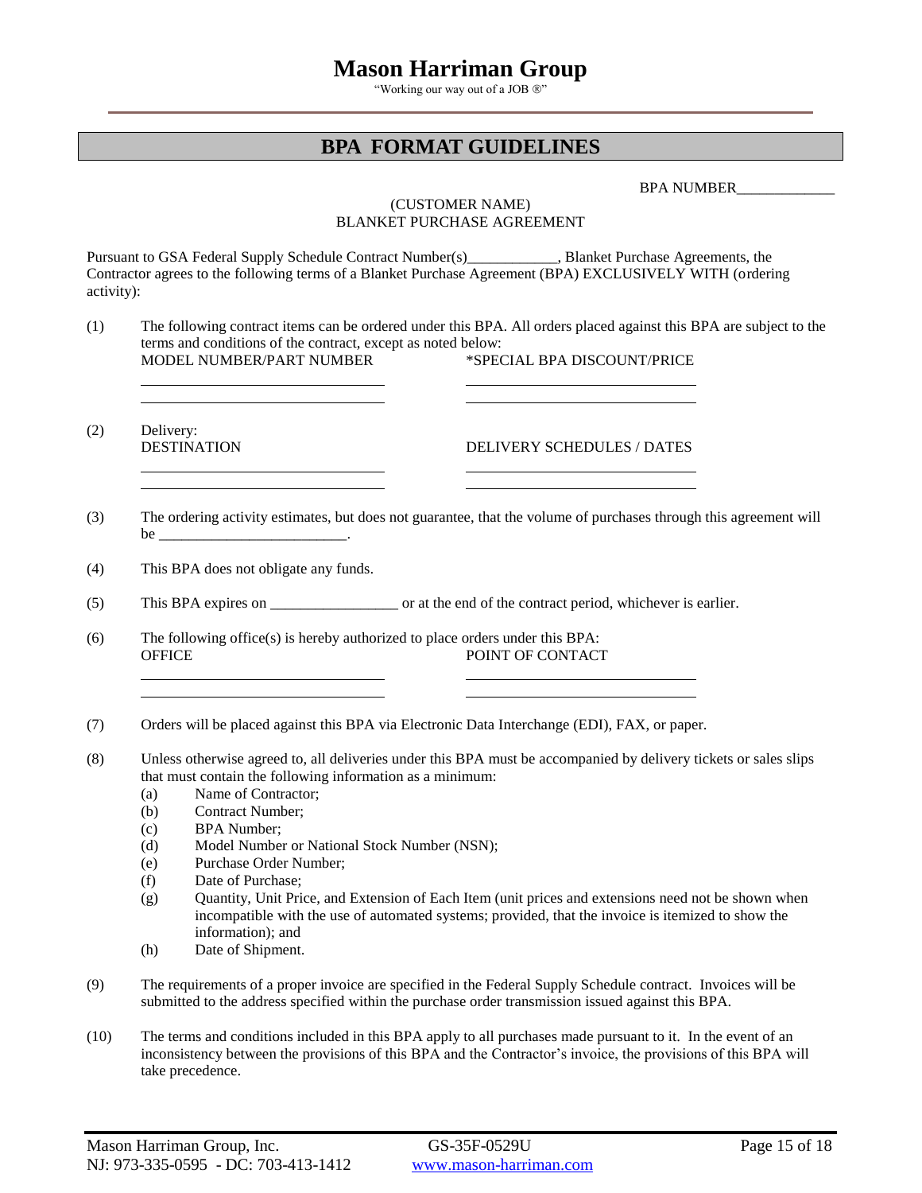# BPA FORMAT GUIDELINES

BPA NUMBER_____________

(CUSTOMER NAME)
BLANKET PURCHASE AGREEMENT

Pursuant to GSA Federal Supply Schedule Contract Number(s)____________, Blanket Purchase Agreements, the Contractor agrees to the following terms of a Blanket Purchase Agreement (BPA) EXCLUSIVELY WITH (ordering activity):

(1) The following contract items can be ordered under this BPA. All orders placed against this BPA are subject to the terms and conditions of the contract, except as noted below:

| MODEL NUMBER/PART NUMBER | *SPECIAL BPA DISCOUNT/PRICE |
|---|---|
| | |
| | |

(2) Delivery:

| DESTINATION | DELIVERY SCHEDULES / DATES |
|---|---|
| | |
| | |

(3) The ordering activity estimates, but does not guarantee, that the volume of purchases through this agreement will be _________________________.

(4) This BPA does not obligate any funds.

(5) This BPA expires on ________________ or at the end of the contract period, whichever is earlier.

(6) The following office(s) is hereby authorized to place orders under this BPA:

| OFFICE | POINT OF CONTACT |
|---|---|
| | |
| | |

(7) Orders will be placed against this BPA via Electronic Data Interchange (EDI), FAX, or paper.

(8) Unless otherwise agreed to, all deliveries under this BPA must be accompanied by delivery tickets or sales slips that must contain the following information as a minimum:
   - (a) Name of Contractor;
   - (b) Contract Number;
   - (c) BPA Number;
   - (d) Model Number or National Stock Number (NSN);
   - (e) Purchase Order Number;
   - (f) Date of Purchase;
   - (g) Quantity, Unit Price, and Extension of Each Item (unit prices and extensions need not be shown when incompatible with the use of automated systems; provided, that the invoice is itemized to show the information); and
   - (h) Date of Shipment.

(9) The requirements of a proper invoice are specified in the Federal Supply Schedule contract. Invoices will be submitted to the address specified within the purchase order transmission issued against this BPA.

(10) The terms and conditions included in this BPA apply to all purchases made pursuant to it. In the event of an inconsistency between the provisions of this BPA and the Contractor's invoice, the provisions of this BPA will take precedence.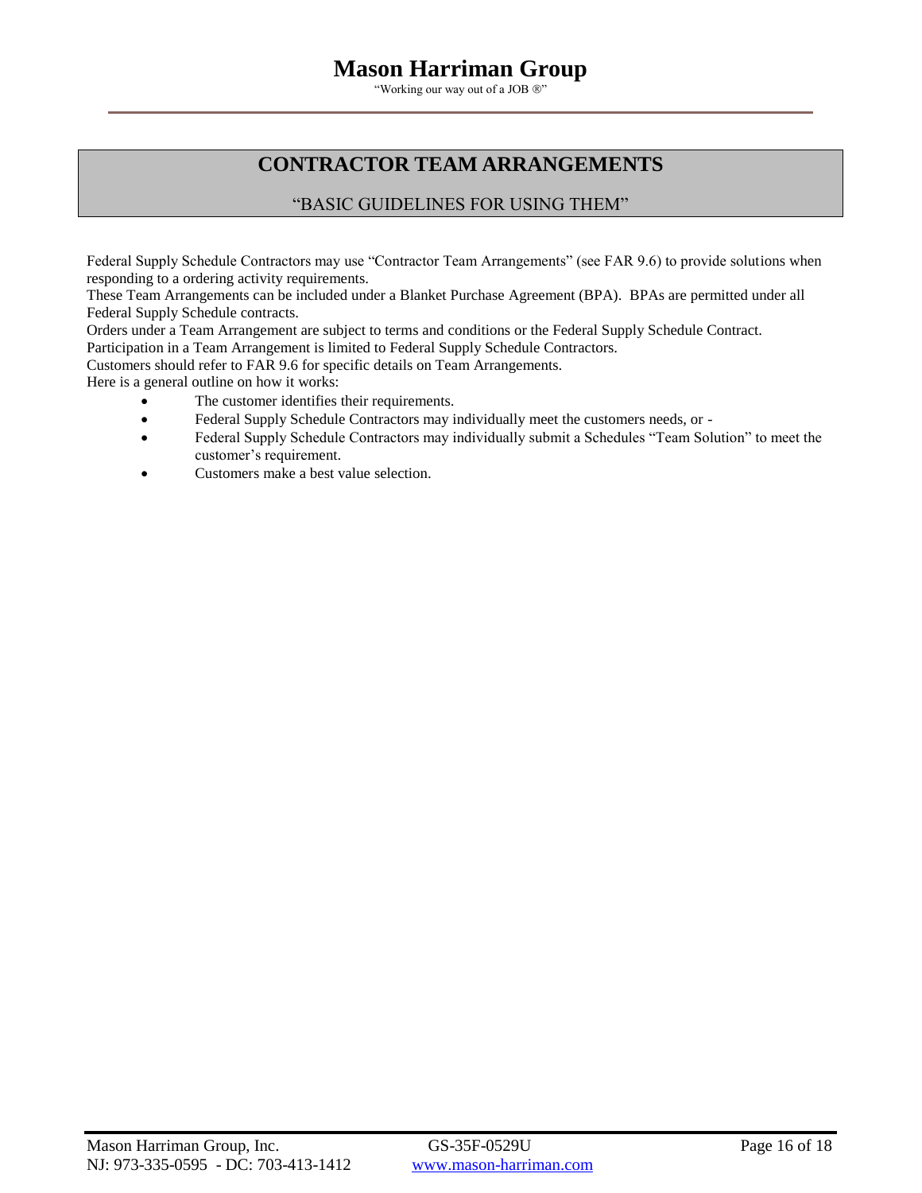## CONTRACTOR TEAM ARRANGEMENTS

"BASIC GUIDELINES FOR USING THEM"

Federal Supply Schedule Contractors may use "Contractor Team Arrangements" (see FAR 9.6) to provide solutions when responding to a ordering activity requirements.

These Team Arrangements can be included under a Blanket Purchase Agreement (BPA). BPAs are permitted under all Federal Supply Schedule contracts.

Orders under a Team Arrangement are subject to terms and conditions or the Federal Supply Schedule Contract.

Participation in a Team Arrangement is limited to Federal Supply Schedule Contractors.

Customers should refer to FAR 9.6 for specific details on Team Arrangements.

Here is a general outline on how it works:

- The customer identifies their requirements.
- Federal Supply Schedule Contractors may individually meet the customers needs, or -
- Federal Supply Schedule Contractors may individually submit a Schedules "Team Solution" to meet the customer's requirement.
- Customers make a best value selection.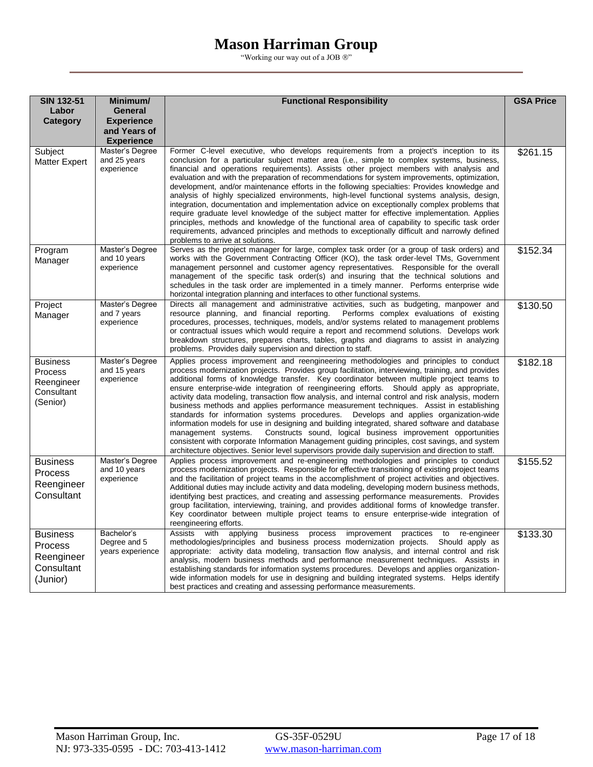| SIN 132-51 Labor Category | Minimum/ General Experience and Years of Experience | Functional Responsibility | GSA Price |
|---|---|---|---|
| Subject Matter Expert | Master's Degree and 25 years experience | Former C-level executive, who develops requirements from a project's inception to its conclusion for a particular subject matter area (i.e., simple to complex systems, business, financial and operations requirements). Assists other project members with analysis and evaluation and with the preparation of recommendations for system improvements, optimization, development, and/or maintenance efforts in the following specialties: Provides knowledge and analysis of highly specialized environments, high-level functional systems analysis, design, integration, documentation and implementation advice on exceptionally complex problems that require graduate level knowledge of the subject matter for effective implementation. Applies principles, methods and knowledge of the functional area of capability to specific task order requirements, advanced principles and methods to exceptionally difficult and narrowly defined problems to arrive at solutions. | $261.15 |
| Program Manager | Master's Degree and 10 years experience | Serves as the project manager for large, complex task order (or a group of task orders) and works with the Government Contracting Officer (KO), the task order-level TMs, Government management personnel and customer agency representatives. Responsible for the overall management of the specific task order(s) and insuring that the technical solutions and schedules in the task order are implemented in a timely manner. Performs enterprise wide horizontal integration planning and interfaces to other functional systems. | $152.34 |
| Project Manager | Master's Degree and 7 years experience | Directs all management and administrative activities, such as budgeting, manpower and resource planning, and financial reporting. Performs complex evaluations of existing procedures, processes, techniques, models, and/or systems related to management problems or contractual issues which would require a report and recommend solutions. Develops work breakdown structures, prepares charts, tables, graphs and diagrams to assist in analyzing problems. Provides daily supervision and direction to staff. | $130.50 |
| Business Process Reengineer Consultant (Senior) | Master's Degree and 15 years experience | Applies process improvement and reengineering methodologies and principles to conduct process modernization projects. Provides group facilitation, interviewing, training, and provides additional forms of knowledge transfer. Key coordinator between multiple project teams to ensure enterprise-wide integration of reengineering efforts. Should apply as appropriate, activity data modeling, transaction flow analysis, and internal control and risk analysis, modern business methods and applies performance measurement techniques. Assist in establishing standards for information systems procedures. Develops and applies organization-wide information models for use in designing and building integrated, shared software and database management systems. Constructs sound, logical business improvement opportunities consistent with corporate Information Management guiding principles, cost savings, and system architecture objectives. Senior level supervisors provide daily supervision and direction to staff. | $182.18 |
| Business Process Reengineer Consultant | Master's Degree and 10 years experience | Applies process improvement and re-engineering methodologies and principles to conduct process modernization projects. Responsible for effective transitioning of existing project teams and the facilitation of project teams in the accomplishment of project activities and objectives. Additional duties may include activity and data modeling, developing modern business methods, identifying best practices, and creating and assessing performance measurements. Provides group facilitation, interviewing, training, and provides additional forms of knowledge transfer. Key coordinator between multiple project teams to ensure enterprise-wide integration of reengineering efforts. | $155.52 |
| Business Process Reengineer Consultant (Junior) | Bachelor's Degree and 5 years experience | Assists with applying business process improvement practices to re-engineer methodologies/principles and business process modernization projects. Should apply as appropriate: activity data modeling, transaction flow analysis, and internal control and risk analysis, modern business methods and performance measurement techniques. Assists in establishing standards for information systems procedures. Develops and applies organization-wide information models for use in designing and building integrated systems. Helps identify best practices and creating and assessing performance measurements. | $133.30 |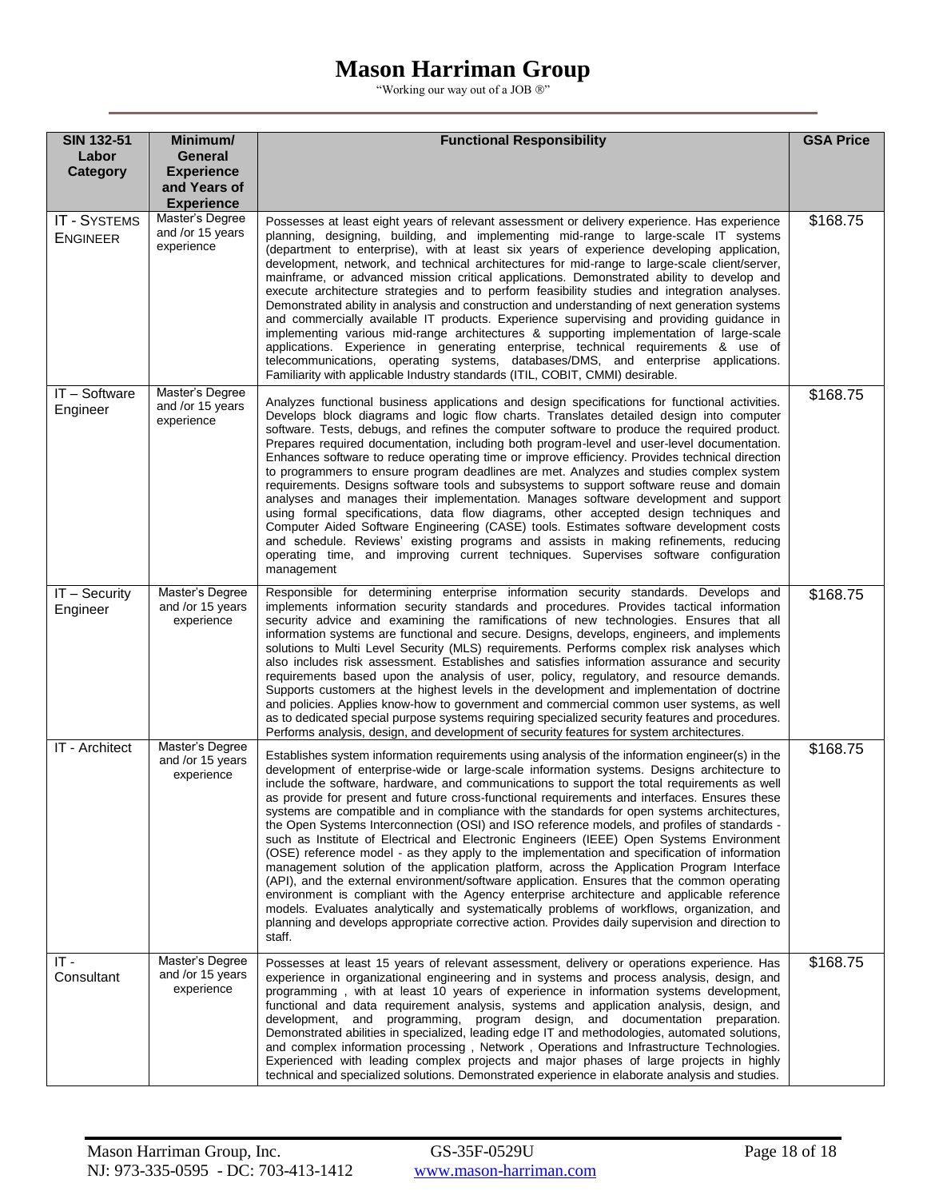| SIN 132-51 Labor Category | Minimum/ General Experience and Years of Experience | Functional Responsibility | GSA Price |
|---|---|---|---|
| IT - SYSTEMS ENGINEER | Master's Degree and /or 15 years experience | Possesses at least eight years of relevant assessment or delivery experience. Has experience planning, designing, building, and implementing mid-range to large-scale IT systems (department to enterprise), with at least six years of experience developing application, development, network, and technical architectures for mid-range to large-scale client/server, mainframe, or advanced mission critical applications. Demonstrated ability to develop and execute architecture strategies and to perform feasibility studies and integration analyses. Demonstrated ability in analysis and construction and understanding of next generation systems and commercially available IT products. Experience supervising and providing guidance in implementing various mid-range architectures & supporting implementation of large-scale applications. Experience in generating enterprise, technical requirements & use of telecommunications, operating systems, databases/DMS, and enterprise applications. Familiarity with applicable Industry standards (ITIL, COBIT, CMMI) desirable. | $168.75 |
| IT – Software Engineer | Master's Degree and /or 15 years experience | Analyzes functional business applications and design specifications for functional activities. Develops block diagrams and logic flow charts. Translates detailed design into computer software. Tests, debugs, and refines the computer software to produce the required product. Prepares required documentation, including both program-level and user-level documentation. Enhances software to reduce operating time or improve efficiency. Provides technical direction to programmers to ensure program deadlines are met. Analyzes and studies complex system requirements. Designs software tools and subsystems to support software reuse and domain analyses and manages their implementation. Manages software development and support using formal specifications, data flow diagrams, other accepted design techniques and Computer Aided Software Engineering (CASE) tools. Estimates software development costs and schedule. Reviews' existing programs and assists in making refinements, reducing operating time, and improving current techniques. Supervises software configuration management | $168.75 |
| IT – Security Engineer | Master's Degree and /or 15 years experience | Responsible for determining enterprise information security standards. Develops and implements information security standards and procedures. Provides tactical information security advice and examining the ramifications of new technologies. Ensures that all information systems are functional and secure. Designs, develops, engineers, and implements solutions to Multi Level Security (MLS) requirements. Performs complex risk analyses which also includes risk assessment. Establishes and satisfies information assurance and security requirements based upon the analysis of user, policy, regulatory, and resource demands. Supports customers at the highest levels in the development and implementation of doctrine and policies. Applies know-how to government and commercial common user systems, as well as to dedicated special purpose systems requiring specialized security features and procedures. Performs analysis, design, and development of security features for system architectures. | $168.75 |
| IT - Architect | Master's Degree and /or 15 years experience | Establishes system information requirements using analysis of the information engineer(s) in the development of enterprise-wide or large-scale information systems. Designs architecture to include the software, hardware, and communications to support the total requirements as well as provide for present and future cross-functional requirements and interfaces. Ensures these systems are compatible and in compliance with the standards for open systems architectures, the Open Systems Interconnection (OSI) and ISO reference models, and profiles of standards - such as Institute of Electrical and Electronic Engineers (IEEE) Open Systems Environment (OSE) reference model - as they apply to the implementation and specification of information management solution of the application platform, across the Application Program Interface (API), and the external environment/software application. Ensures that the common operating environment is compliant with the Agency enterprise architecture and applicable reference models. Evaluates analytically and systematically problems of workflows, organization, and planning and develops appropriate corrective action. Provides daily supervision and direction to staff. | $168.75 |
| IT - Consultant | Master's Degree and /or 15 years experience | Possesses at least 15 years of relevant assessment, delivery or operations experience. Has experience in organizational engineering and in systems and process analysis, design, and programming , with at least 10 years of experience in information systems development, functional and data requirement analysis, systems and application analysis, design, and development, and programming, program design, and documentation preparation. Demonstrated abilities in specialized, leading edge IT and methodologies, automated solutions, and complex information processing , Network , Operations and Infrastructure Technologies. Experienced with leading complex projects and major phases of large projects in highly technical and specialized solutions. Demonstrated experience in elaborate analysis and studies. | $168.75 |